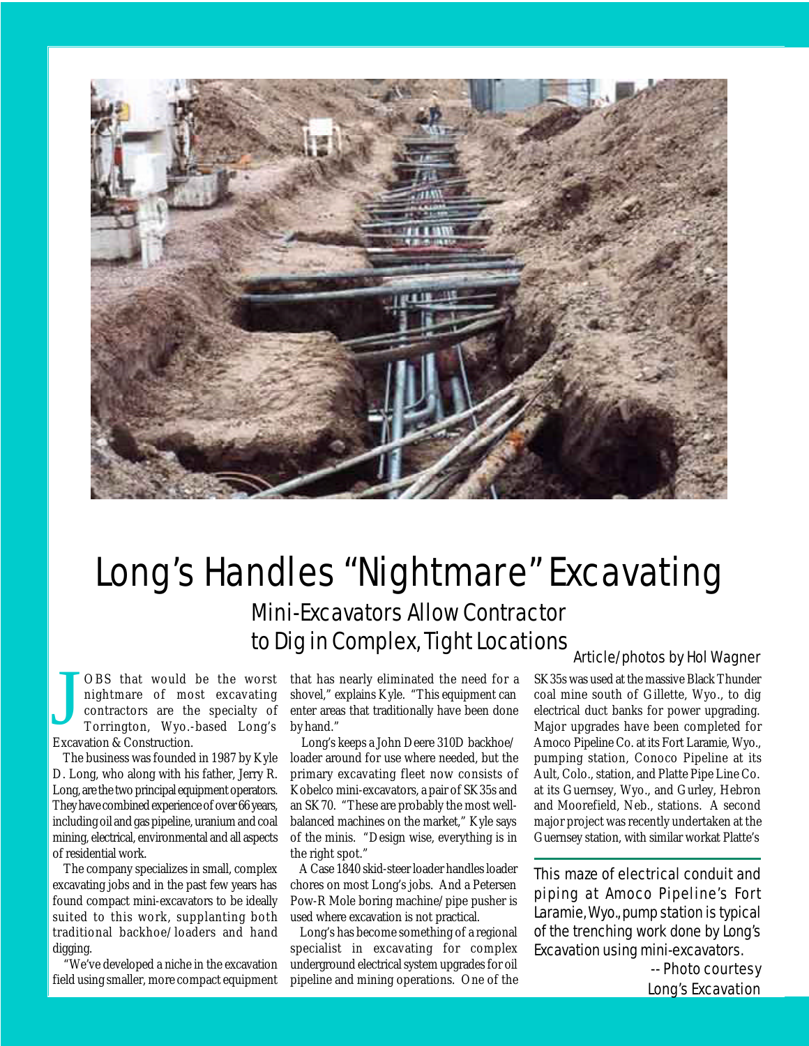# Long's Handles "Nightmare" Excavating

## Mini-Excavators Allow Contractor to Dig in Complex, Tight Locations

Article/photos by Hol Wagner

JOBS that would be the worst nightmare of most excavating contractors are the specialty of Torrington, Wyo.-based Long's Excavation & Construction.

The business was founded in 1987 by Kyle D. Long, who along with his father, Jerry R. Long, are the two principal equipment operators. They have combined experience of over 66 years, including oil and gas pipeline, uranium and coal mining, electrical, environmental and all aspects of residential work.

The company specializes in small, complex excavating jobs and in the past few years has found compact mini-excavators to be ideally suited to this work, supplanting both traditional backhoe/loaders and hand digging.

"We've developed a niche in the excavation field using smaller, more compact equipment that has nearly eliminated the need for a shovel," explains Kyle. "This equipment can enter areas that traditionally have been done by hand."

Long's keeps a John Deere 310D backhoe/loader around for use where needed, but the primary excavating fleet now consists of Kobelco mini-excavators, a pair of SK35s and an SK70. "These are probably the most well-balanced machines on the market," Kyle says of the minis. "Design wise, everything is in the right spot."

A Case 1840 skid-steer loader handles loader chores on most Long's jobs. And a Petersen Pow-R Mole boring machine/pipe pusher is used where excavation is not practical.

Long's has become something of a regional specialist in excavating for complex underground electrical system upgrades for oil pipeline and mining operations. One of the SK35s was used at the massive Black Thunder coal mine south of Gillette, Wyo., to dig electrical duct banks for power upgrading. Major upgrades have been completed for Amoco Pipeline Co. at its Fort Laramie, Wyo., pumping station, Conoco Pipeline at its Ault, Colo., station, and Platte Pipe Line Co. at its Guernsey, Wyo., and Gurley, Hebron and Moorefield, Neb., stations. A second major project was recently undertaken at the Guernsey station, with similar workat Platte's

This maze of electrical conduit and piping at Amoco Pipeline's Fort Laramie, Wyo., pump station is typical of the trenching work done by Long's Excavation using mini-excavators.
-- Photo courtesy Long's Excavation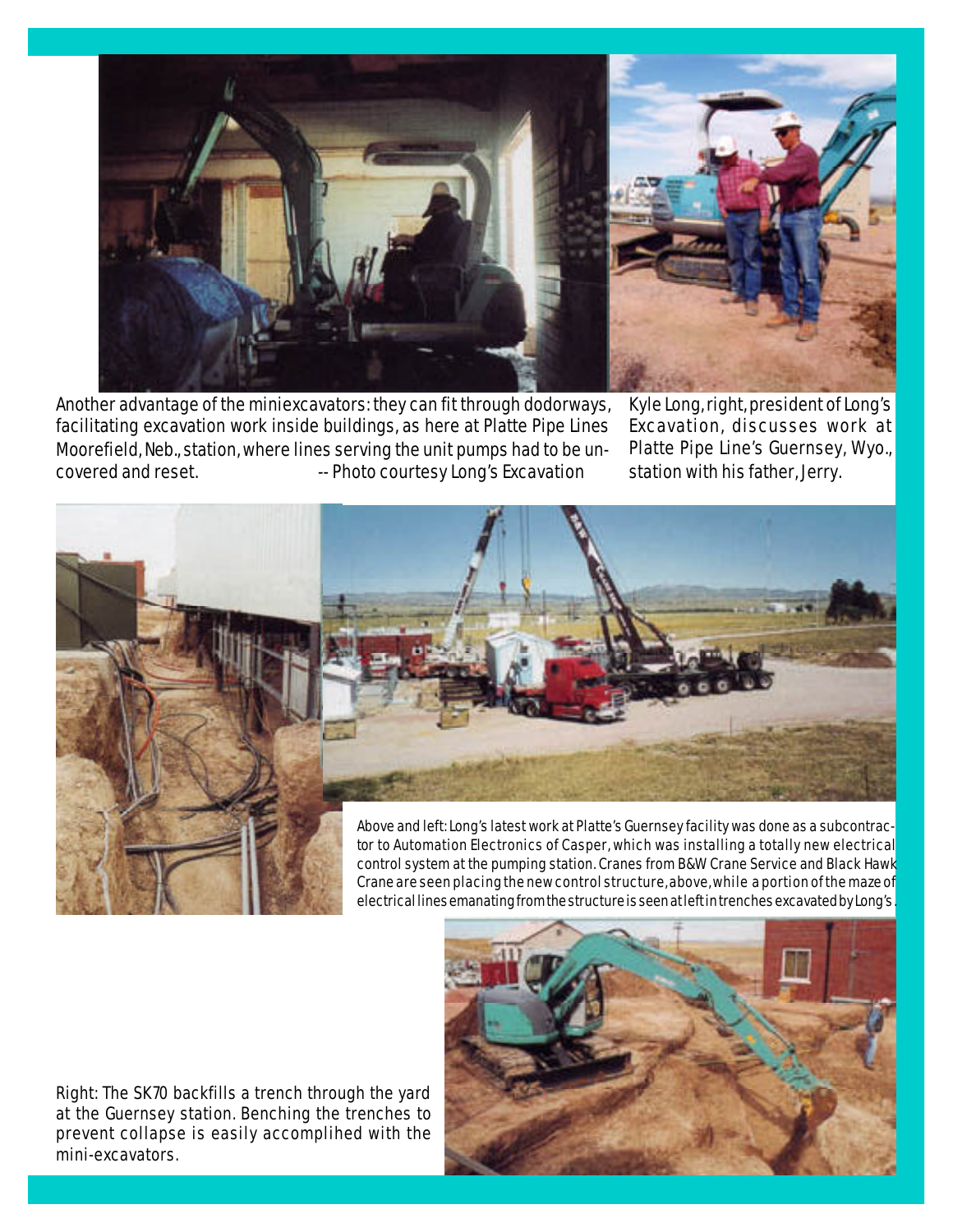Another advantage of the miniexcavators: they can fit through dodorways, facilitating excavation work inside buildings, as here at Platte Pipe Lines Moorefield, Neb., station, where lines serving the unit pumps had to be uncovered and reset. -- Photo courtesy Long's Excavation

Kyle Long, right, president of Long's Excavation, discusses work at Platte Pipe Line's Guernsey, Wyo., station with his father, Jerry.

Above and left: Long's latest work at Platte's Guernsey facility was done as a subcontractor to Automation Electronics of Casper, which was installing a totally new electrical control system at the pumping station. Cranes from B&W Crane Service and Black Hawk Crane are seen placing the new control structure, above, while a portion of the maze of electrical lines emanating from the structure is seen at left in trenches excavated by Long's.

Right: The SK70 backfills a trench through the yard at the Guernsey station. Benching the trenches to prevent collapse is easily accomplihed with the mini-excavators.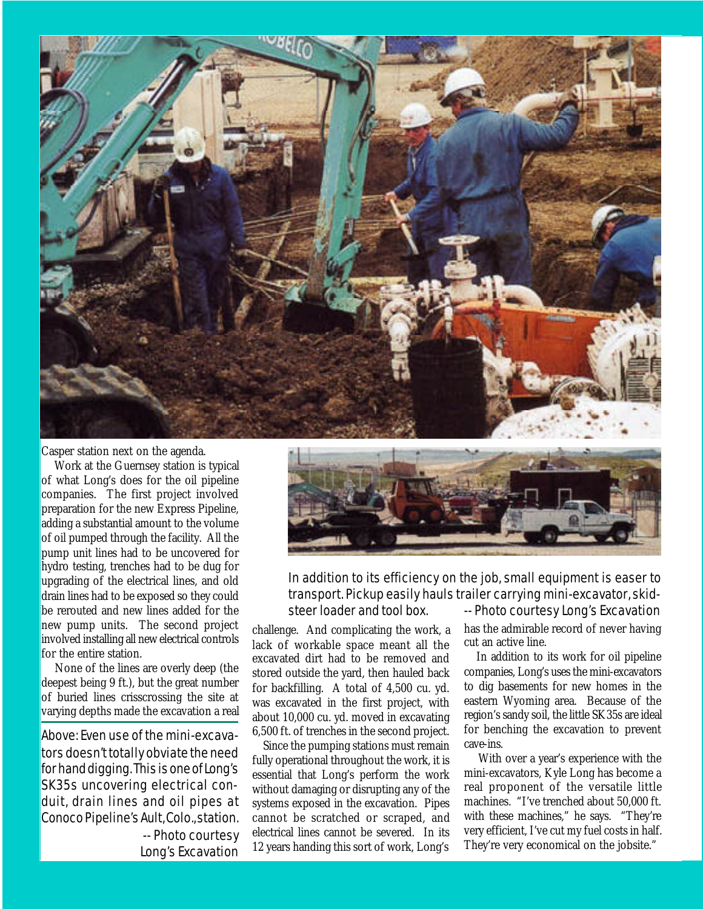Casper station next on the agenda.

Work at the Guernsey station is typical of what Long's does for the oil pipeline companies. The first project involved preparation for the new Express Pipeline, adding a substantial amount to the volume of oil pumped through the facility. All the pump unit lines had to be uncovered for hydro testing, trenches had to be dug for upgrading of the electrical lines, and old drain lines had to be exposed so they could be rerouted and new lines added for the new pump units. The second project involved installing all new electrical controls for the entire station.

None of the lines are overly deep (the deepest being 9 ft.), but the great number of buried lines crisscrossing the site at varying depths made the excavation a real challenge. And complicating the work, a lack of workable space meant all the excavated dirt had to be removed and stored outside the yard, then hauled back for backfilling. A total of 4,500 cu. yd. was excavated in the first project, with about 10,000 cu. yd. moved in excavating 6,500 ft. of trenches in the second project.

Since the pumping stations must remain fully operational throughout the work, it is essential that Long's perform the work without damaging or disrupting any of the systems exposed in the excavation. Pipes cannot be scratched or scraped, and electrical lines cannot be severed. In its 12 years handing this sort of work, Long's has the admirable record of never having cut an active line.

In addition to its work for oil pipeline companies, Long's uses the mini-excavators to dig basements for new homes in the eastern Wyoming area. Because of the region's sandy soil, the little SK35s are ideal for benching the excavation to prevent cave-ins.

With over a year's experience with the mini-excavators, Kyle Long has become a real proponent of the versatile little machines. "I've trenched about 50,000 ft. with these machines," he says. "They're very efficient, I've cut my fuel costs in half. They're very economical on the jobsite."

Above: Even use of the mini-excavators doesn't totally obviate the need for hand digging. This is one of Long's SK35s uncovering electrical conduit, drain lines and oil pipes at Conoco Pipeline's Ault, Colo., station. -- Photo courtesy Long's Excavation

In addition to its efficiency on the job, small equipment is easer to transport. Pickup easily hauls trailer carrying mini-excavator, skid-steer loader and tool box. -- Photo courtesy Long's Excavation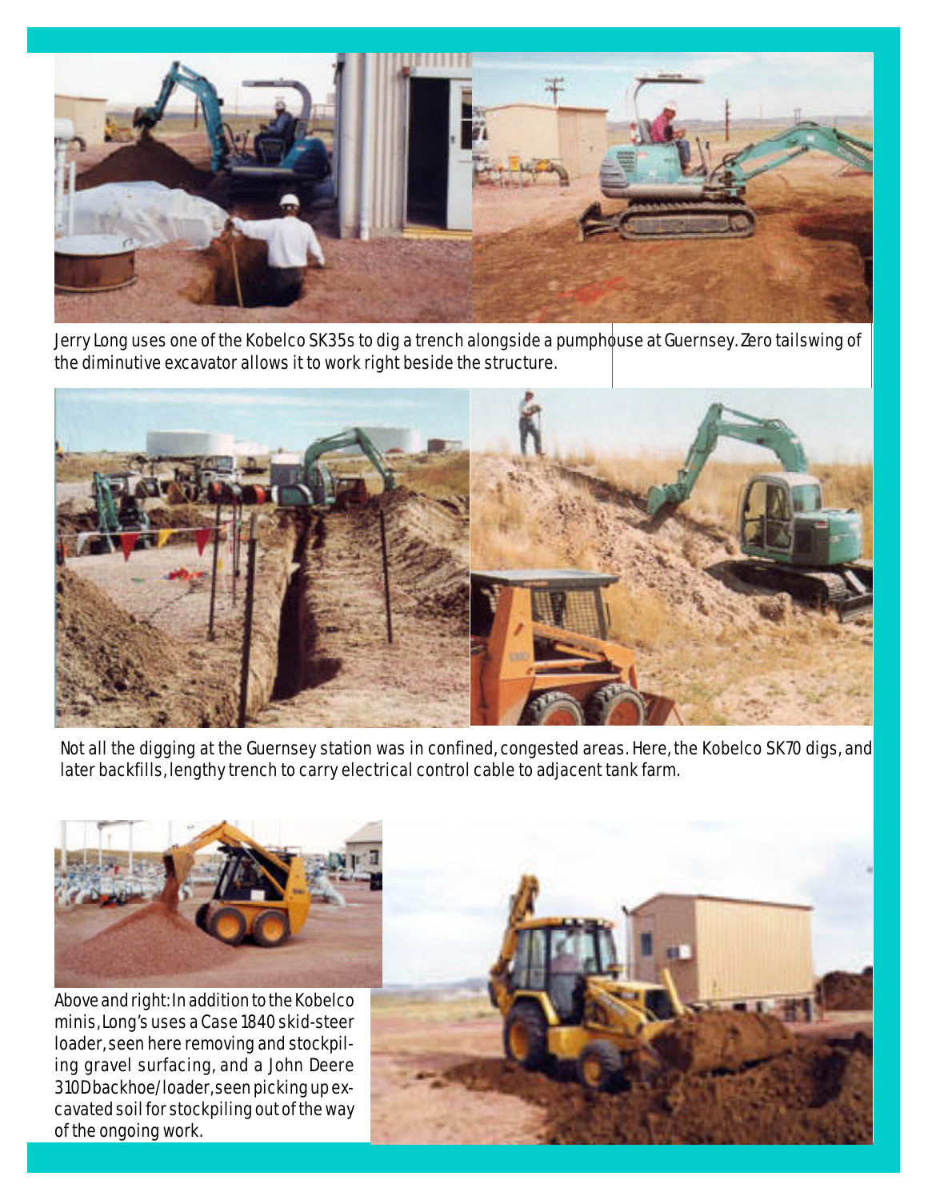Jerry Long uses one of the Kobelco SK35s to dig a trench alongside a pumphouse at Guernsey. Zero tailswing of the diminutive excavator allows it to work right beside the structure.

Not all the digging at the Guernsey station was in confined, congested areas. Here, the Kobelco SK70 digs, and later backfills, lengthy trench to carry electrical control cable to adjacent tank farm.

Above and right: In addition to the Kobelco minis, Long's uses a Case 1840 skid-steer loader, seen here removing and stockpiling gravel surfacing, and a John Deere 310D backhoe/loader, seen picking up excavated soil for stockpiling out of the way of the ongoing work.